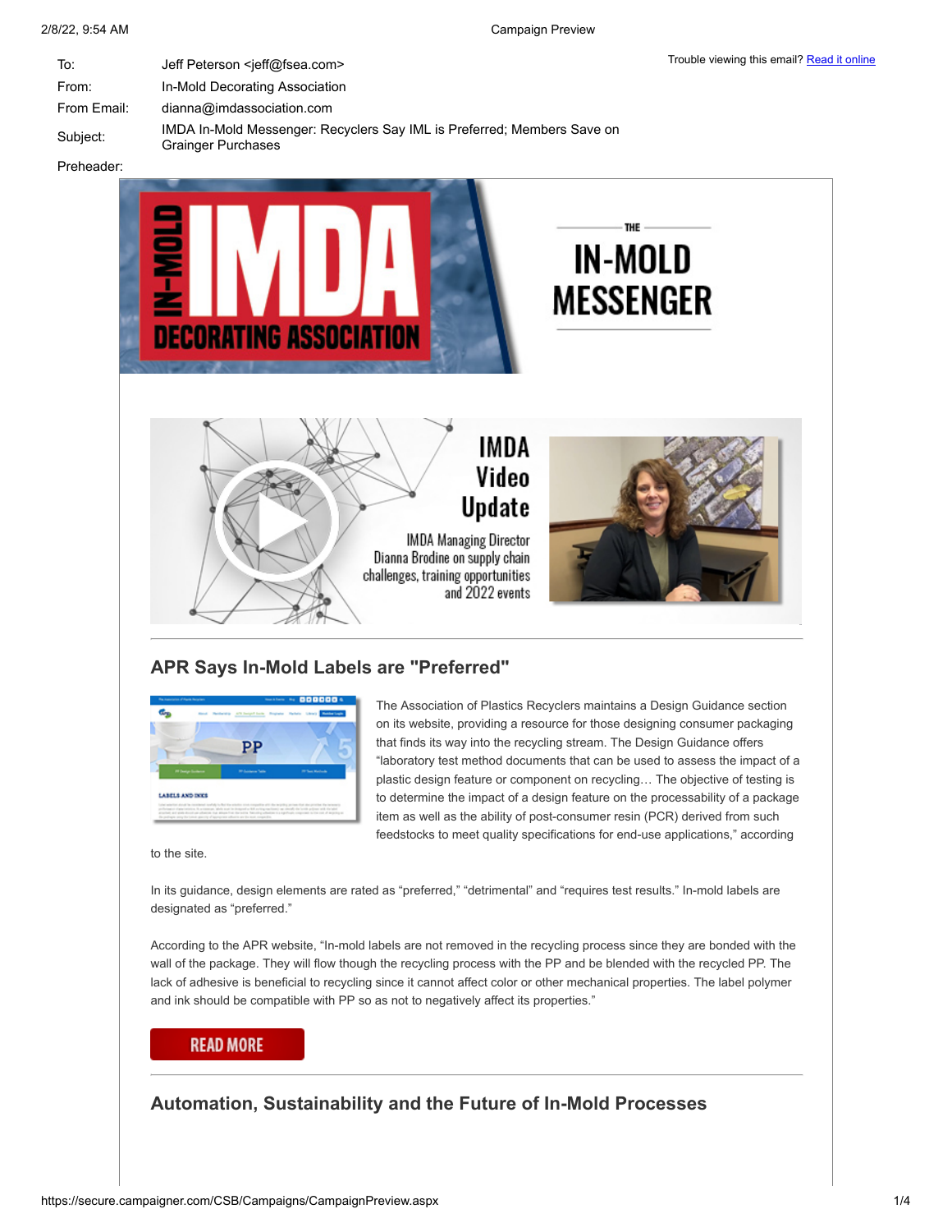| | |
|---|---|
| To: | Jeff Peterson <jeff@fsea.com> |
| From: | In-Mold Decorating Association |
| From Email: | dianna@imdassociation.com |
| Subject: | IMDA In-Mold Messenger: Recyclers Say IML is Preferred; Members Save on Grainger Purchases |
| Preheader: | |

Trouble viewing this email? Read it online

IMDA IN-MOLD DECORATING ASSOCIATION

THE IN-MOLD MESSENGER

IMDA Video Update

IMDA Managing Director Dianna Brodine on supply chain challenges, training opportunities and 2022 events

## APR Says In-Mold Labels are "Preferred"

The Association of Plastics Recyclers maintains a Design Guidance section on its website, providing a resource for those designing consumer packaging that finds its way into the recycling stream. The Design Guidance offers "laboratory test method documents that can be used to assess the impact of a plastic design feature or component on recycling… The objective of testing is to determine the impact of a design feature on the processability of a package item as well as the ability of post-consumer resin (PCR) derived from such feedstocks to meet quality specifications for end-use applications," according to the site.

In its guidance, design elements are rated as "preferred," "detrimental" and "requires test results." In-mold labels are designated as "preferred."

According to the APR website, "In-mold labels are not removed in the recycling process since they are bonded with the wall of the package. They will flow though the recycling process with the PP and be blended with the recycled PP. The lack of adhesive is beneficial to recycling since it cannot affect color or other mechanical properties. The label polymer and ink should be compatible with PP so as not to negatively affect its properties."

READ MORE

## Automation, Sustainability and the Future of In-Mold Processes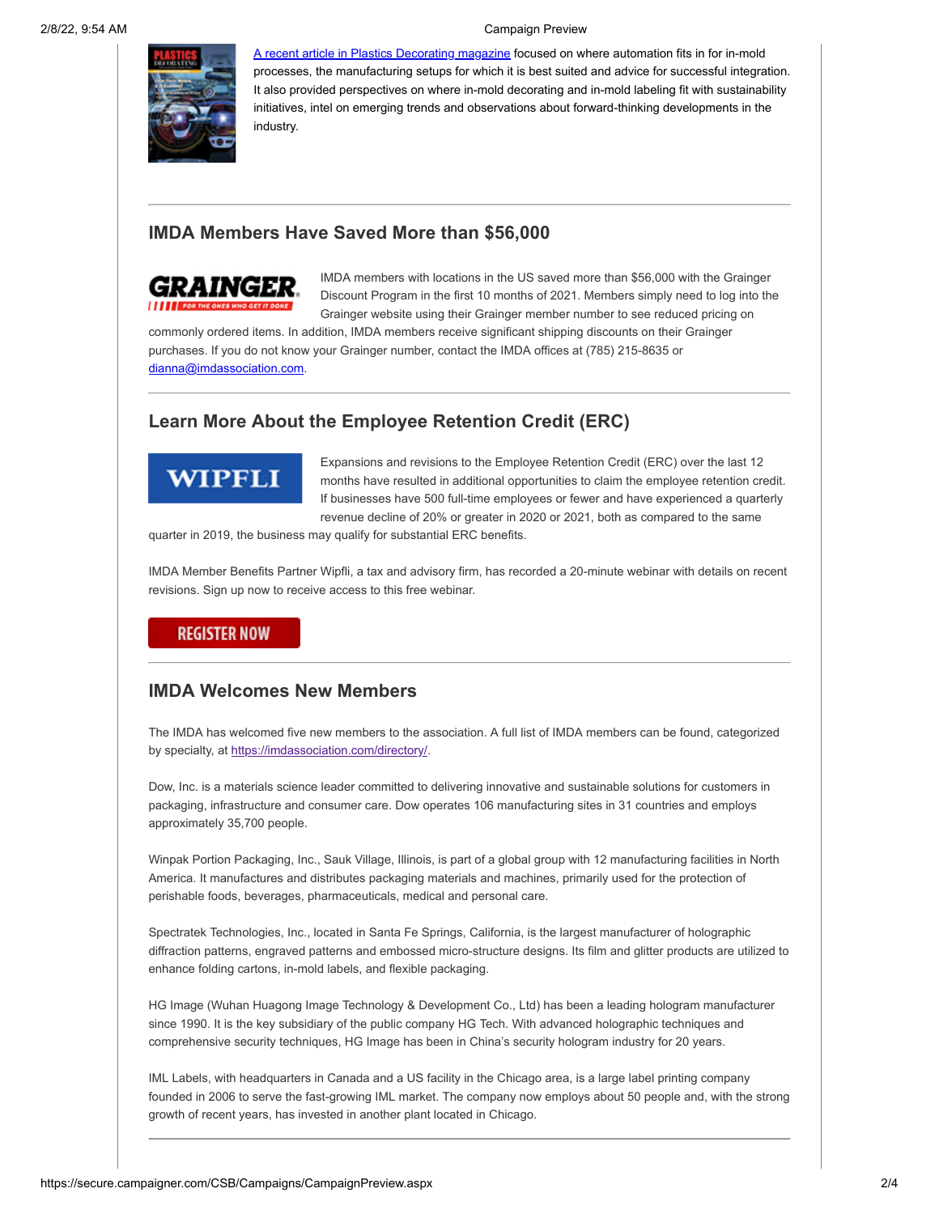A recent article in Plastics Decorating magazine focused on where automation fits in for in-mold processes, the manufacturing setups for which it is best suited and advice for successful integration. It also provided perspectives on where in-mold decorating and in-mold labeling fit with sustainability initiatives, intel on emerging trends and observations about forward-thinking developments in the industry.

---

## IMDA Members Have Saved More than $56,000

IMDA members with locations in the US saved more than $56,000 with the Grainger Discount Program in the first 10 months of 2021. Members simply need to log into the Grainger website using their Grainger member number to see reduced pricing on commonly ordered items. In addition, IMDA members receive significant shipping discounts on their Grainger purchases. If you do not know your Grainger number, contact the IMDA offices at (785) 215-8635 or dianna@imdassociation.com.

---

## Learn More About the Employee Retention Credit (ERC)

Expansions and revisions to the Employee Retention Credit (ERC) over the last 12 months have resulted in additional opportunities to claim the employee retention credit. If businesses have 500 full-time employees or fewer and have experienced a quarterly revenue decline of 20% or greater in 2020 or 2021, both as compared to the same quarter in 2019, the business may qualify for substantial ERC benefits.

IMDA Member Benefits Partner Wipfli, a tax and advisory firm, has recorded a 20-minute webinar with details on recent revisions. Sign up now to receive access to this free webinar.

REGISTER NOW

---

## IMDA Welcomes New Members

The IMDA has welcomed five new members to the association. A full list of IMDA members can be found, categorized by specialty, at https://imdassociation.com/directory/.

Dow, Inc. is a materials science leader committed to delivering innovative and sustainable solutions for customers in packaging, infrastructure and consumer care. Dow operates 106 manufacturing sites in 31 countries and employs approximately 35,700 people.

Winpak Portion Packaging, Inc., Sauk Village, Illinois, is part of a global group with 12 manufacturing facilities in North America. It manufactures and distributes packaging materials and machines, primarily used for the protection of perishable foods, beverages, pharmaceuticals, medical and personal care.

Spectratek Technologies, Inc., located in Santa Fe Springs, California, is the largest manufacturer of holographic diffraction patterns, engraved patterns and embossed micro-structure designs. Its film and glitter products are utilized to enhance folding cartons, in-mold labels, and flexible packaging.

HG Image (Wuhan Huagong Image Technology & Development Co., Ltd) has been a leading hologram manufacturer since 1990. It is the key subsidiary of the public company HG Tech. With advanced holographic techniques and comprehensive security techniques, HG Image has been in China's security hologram industry for 20 years.

IML Labels, with headquarters in Canada and a US facility in the Chicago area, is a large label printing company founded in 2006 to serve the fast-growing IML market. The company now employs about 50 people and, with the strong growth of recent years, has invested in another plant located in Chicago.

---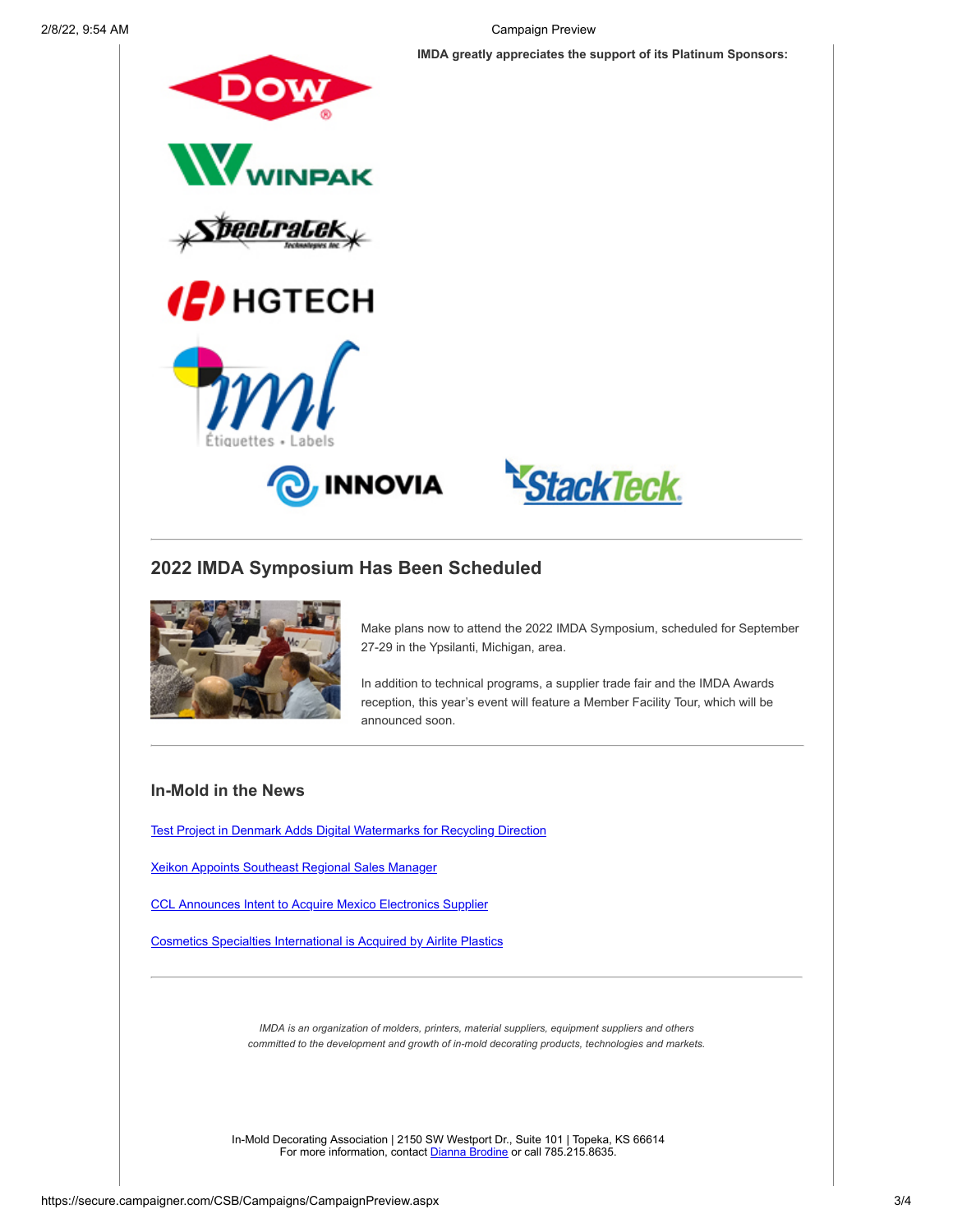**IMDA greatly appreciates the support of its Platinum Sponsors:**

---

## 2022 IMDA Symposium Has Been Scheduled

Make plans now to attend the 2022 IMDA Symposium, scheduled for September 27-29 in the Ypsilanti, Michigan, area.

In addition to technical programs, a supplier trade fair and the IMDA Awards reception, this year's event will feature a Member Facility Tour, which will be announced soon.

---

### In-Mold in the News

[Test Project in Denmark Adds Digital Watermarks for Recycling Direction]()

[Xeikon Appoints Southeast Regional Sales Manager]()

[CCL Announces Intent to Acquire Mexico Electronics Supplier]()

[Cosmetics Specialties International is Acquired by Airlite Plastics]()

---

*IMDA is an organization of molders, printers, material suppliers, equipment suppliers and others committed to the development and growth of in-mold decorating products, technologies and markets.*

In-Mold Decorating Association | 2150 SW Westport Dr., Suite 101 | Topeka, KS 66614
For more information, contact [Dianna Brodine]() or call 785.215.8635.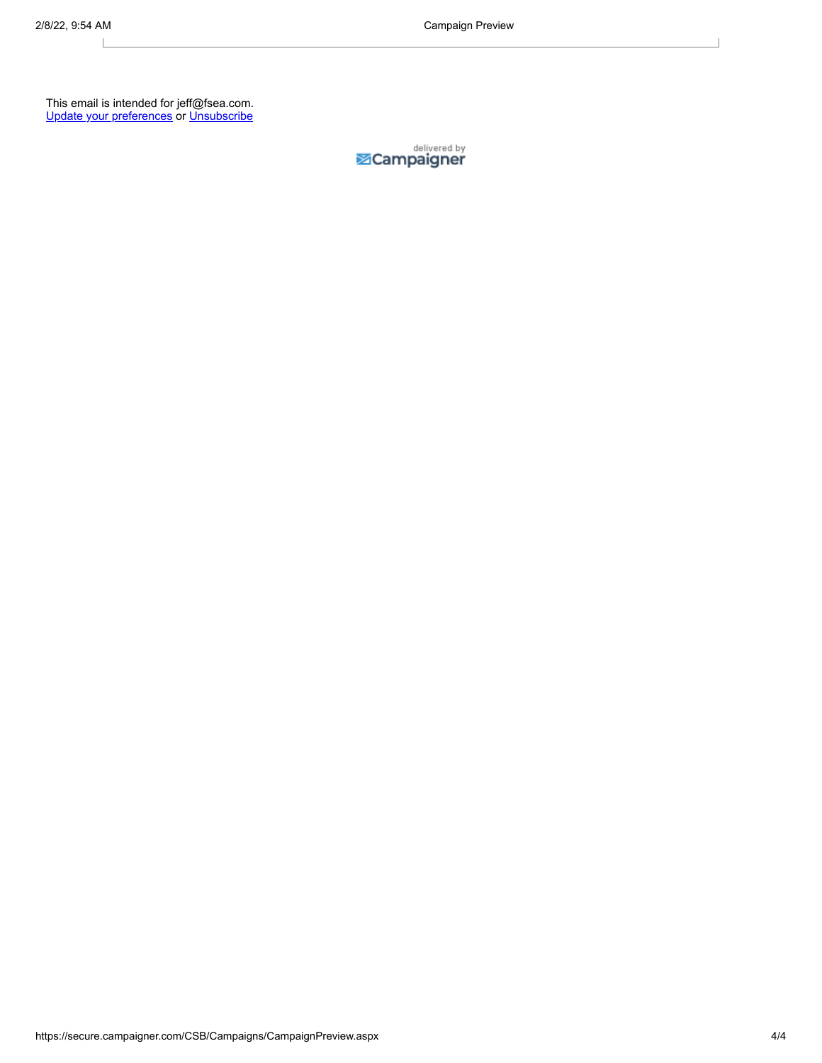This email is intended for jeff@fsea.com.
Update your preferences or Unsubscribe

delivered by Campaigner